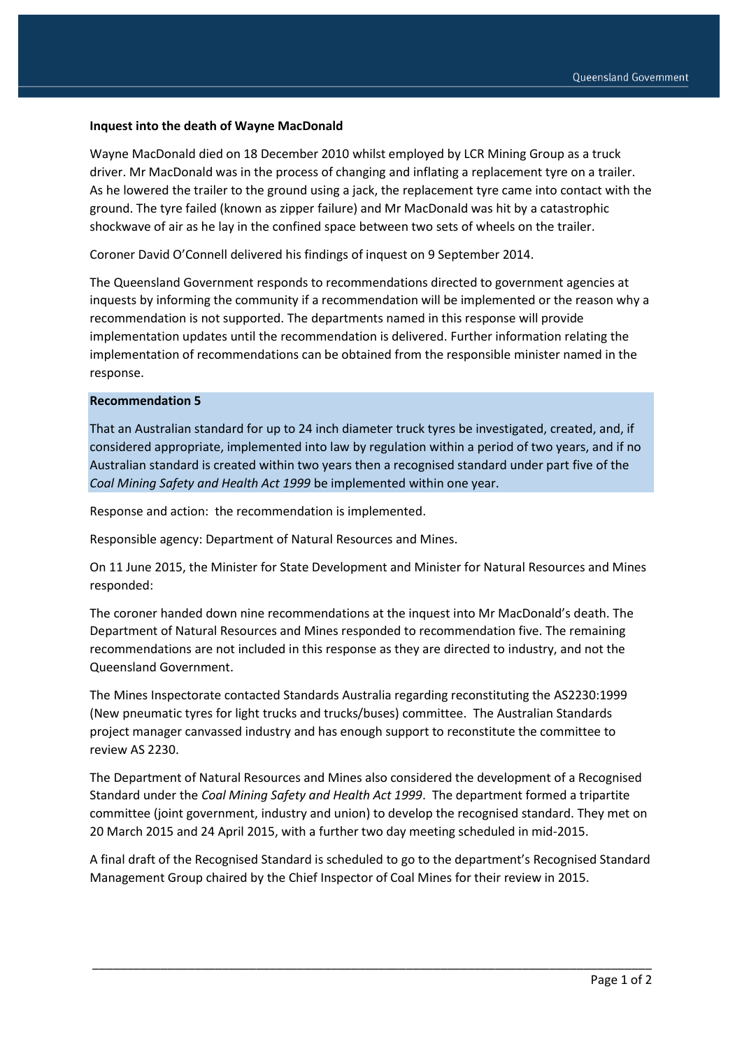**Inquest into the death of Wayne MacDonald**

Wayne MacDonald died on 18 December 2010 whilst employed by LCR Mining Group as a truck driver. Mr MacDonald was in the process of changing and inflating a replacement tyre on a trailer. As he lowered the trailer to the ground using a jack, the replacement tyre came into contact with the ground. The tyre failed (known as zipper failure) and Mr MacDonald was hit by a catastrophic shockwave of air as he lay in the confined space between two sets of wheels on the trailer.

Coroner David O'Connell delivered his findings of inquest on 9 September 2014.

The Queensland Government responds to recommendations directed to government agencies at inquests by informing the community if a recommendation will be implemented or the reason why a recommendation is not supported. The departments named in this response will provide implementation updates until the recommendation is delivered. Further information relating the implementation of recommendations can be obtained from the responsible minister named in the response.

**Recommendation 5**

That an Australian standard for up to 24 inch diameter truck tyres be investigated, created, and, if considered appropriate, implemented into law by regulation within a period of two years, and if no Australian standard is created within two years then a recognised standard under part five of the *Coal Mining Safety and Health Act 1999* be implemented within one year.

Response and action: the recommendation is implemented.

Responsible agency: Department of Natural Resources and Mines.

On 11 June 2015, the Minister for State Development and Minister for Natural Resources and Mines responded:

The coroner handed down nine recommendations at the inquest into Mr MacDonald's death. The Department of Natural Resources and Mines responded to recommendation five. The remaining recommendations are not included in this response as they are directed to industry, and not the Queensland Government.

The Mines Inspectorate contacted Standards Australia regarding reconstituting the AS2230:1999 (New pneumatic tyres for light trucks and trucks/buses) committee. The Australian Standards project manager canvassed industry and has enough support to reconstitute the committee to review AS 2230.

The Department of Natural Resources and Mines also considered the development of a Recognised Standard under the *Coal Mining Safety and Health Act 1999*. The department formed a tripartite committee (joint government, industry and union) to develop the recognised standard. They met on 20 March 2015 and 24 April 2015, with a further two day meeting scheduled in mid-2015.

A final draft of the Recognised Standard is scheduled to go to the department's Recognised Standard Management Group chaired by the Chief Inspector of Coal Mines for their review in 2015.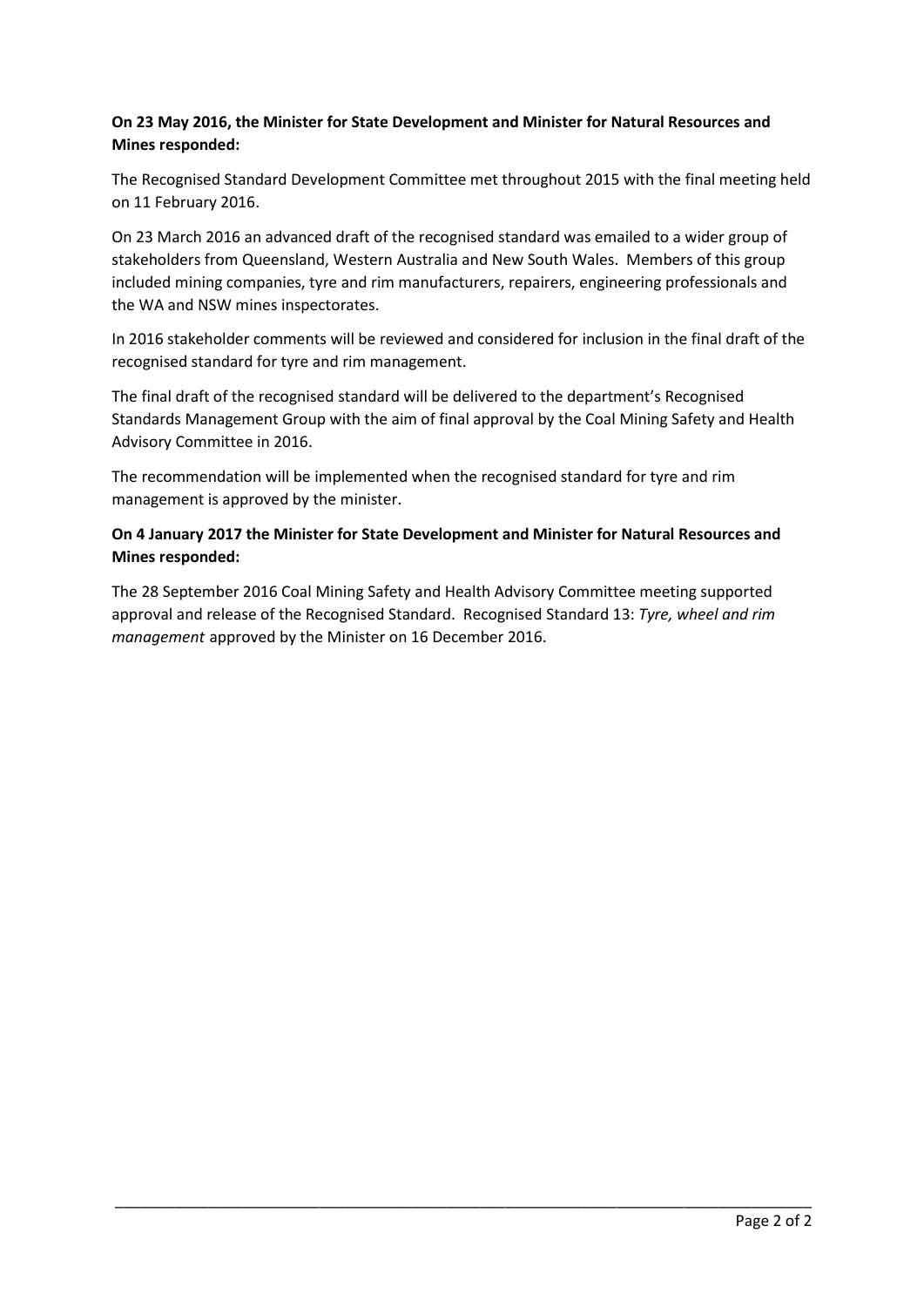**On 23 May 2016, the Minister for State Development and Minister for Natural Resources and Mines responded:**

The Recognised Standard Development Committee met throughout 2015 with the final meeting held on 11 February 2016.

On 23 March 2016 an advanced draft of the recognised standard was emailed to a wider group of stakeholders from Queensland, Western Australia and New South Wales. Members of this group included mining companies, tyre and rim manufacturers, repairers, engineering professionals and the WA and NSW mines inspectorates.

In 2016 stakeholder comments will be reviewed and considered for inclusion in the final draft of the recognised standard for tyre and rim management.

The final draft of the recognised standard will be delivered to the department's Recognised Standards Management Group with the aim of final approval by the Coal Mining Safety and Health Advisory Committee in 2016.

The recommendation will be implemented when the recognised standard for tyre and rim management is approved by the minister.

**On 4 January 2017 the Minister for State Development and Minister for Natural Resources and Mines responded:**

The 28 September 2016 Coal Mining Safety and Health Advisory Committee meeting supported approval and release of the Recognised Standard. Recognised Standard 13: *Tyre, wheel and rim management* approved by the Minister on 16 December 2016.